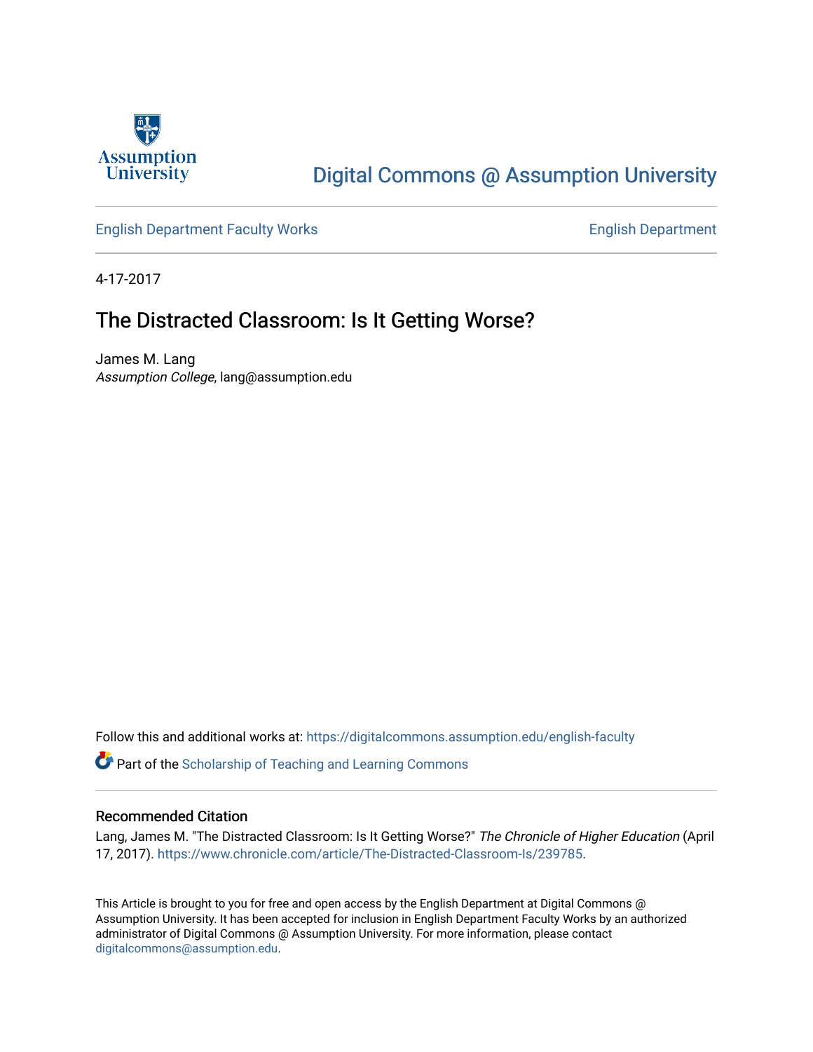Assumption University

# Digital Commons @ Assumption University

English Department Faculty Works | English Department

4-17-2017

## The Distracted Classroom: Is It Getting Worse?

James M. Lang
*Assumption College*, lang@assumption.edu

Follow this and additional works at: https://digitalcommons.assumption.edu/english-faculty

Part of the Scholarship of Teaching and Learning Commons

### Recommended Citation

Lang, James M. "The Distracted Classroom: Is It Getting Worse?" *The Chronicle of Higher Education* (April 17, 2017). https://www.chronicle.com/article/The-Distracted-Classroom-Is/239785.

This Article is brought to you for free and open access by the English Department at Digital Commons @ Assumption University. It has been accepted for inclusion in English Department Faculty Works by an authorized administrator of Digital Commons @ Assumption University. For more information, please contact digitalcommons@assumption.edu.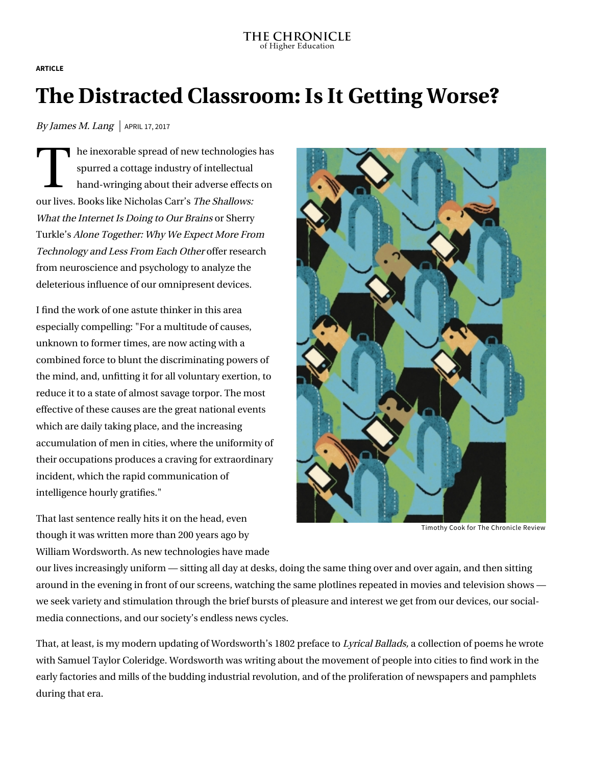THE CHRONICLE of Higher Education

**ARTICLE**

# The Distracted Classroom: Is It Getting Worse?

*By James M. Lang* | APRIL 17, 2017

The inexorable spread of new technologies has spurred a cottage industry of intellectual hand-wringing about their adverse effects on our lives. Books like Nicholas Carr's *The Shallows: What the Internet Is Doing to Our Brains* or Sherry Turkle's *Alone Together: Why We Expect More From Technology and Less From Each Other* offer research from neuroscience and psychology to analyze the deleterious influence of our omnipresent devices.

I find the work of one astute thinker in this area especially compelling: "For a multitude of causes, unknown to former times, are now acting with a combined force to blunt the discriminating powers of the mind, and, unfitting it for all voluntary exertion, to reduce it to a state of almost savage torpor. The most effective of these causes are the great national events which are daily taking place, and the increasing accumulation of men in cities, where the uniformity of their occupations produces a craving for extraordinary incident, which the rapid communication of intelligence hourly gratifies."

Timothy Cook for The Chronicle Review

That last sentence really hits it on the head, even though it was written more than 200 years ago by William Wordsworth. As new technologies have made our lives increasingly uniform — sitting all day at desks, doing the same thing over and over again, and then sitting around in the evening in front of our screens, watching the same plotlines repeated in movies and television shows — we seek variety and stimulation through the brief bursts of pleasure and interest we get from our devices, our social-media connections, and our society's endless news cycles.

That, at least, is my modern updating of Wordsworth's 1802 preface to *Lyrical Ballads,* a collection of poems he wrote with Samuel Taylor Coleridge. Wordsworth was writing about the movement of people into cities to find work in the early factories and mills of the budding industrial revolution, and of the proliferation of newspapers and pamphlets during that era.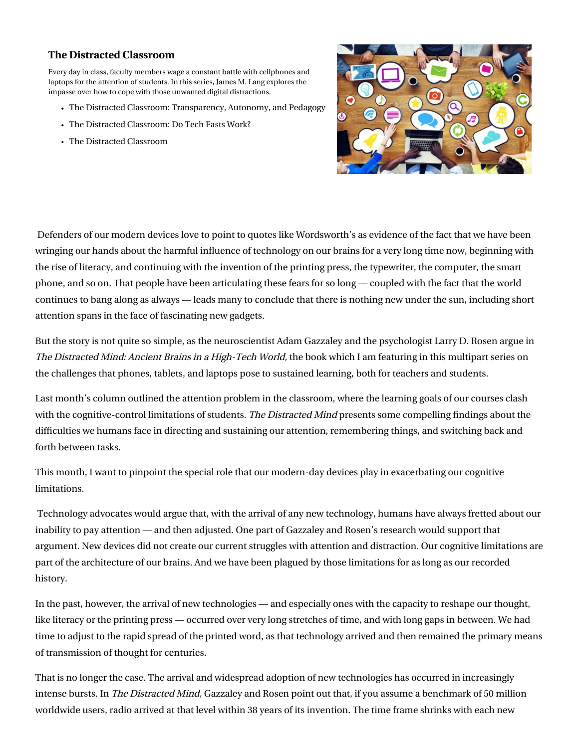### The Distracted Classroom

Every day in class, faculty members wage a constant battle with cellphones and laptops for the attention of students. In this series, James M. Lang explores the impasse over how to cope with those unwanted digital distractions.

- The Distracted Classroom: Transparency, Autonomy, and Pedagogy
- The Distracted Classroom: Do Tech Fasts Work?
- The Distracted Classroom

Defenders of our modern devices love to point to quotes like Wordsworth's as evidence of the fact that we have been wringing our hands about the harmful influence of technology on our brains for a very long time now, beginning with the rise of literacy, and continuing with the invention of the printing press, the typewriter, the computer, the smart phone, and so on. That people have been articulating these fears for so long — coupled with the fact that the world continues to bang along as always — leads many to conclude that there is nothing new under the sun, including short attention spans in the face of fascinating new gadgets.

But the story is not quite so simple, as the neuroscientist Adam Gazzaley and the psychologist Larry D. Rosen argue in *The Distracted Mind: Ancient Brains in a High-Tech World,* the book which I am featuring in this multipart series on the challenges that phones, tablets, and laptops pose to sustained learning, both for teachers and students.

Last month's column outlined the attention problem in the classroom, where the learning goals of our courses clash with the cognitive-control limitations of students. *The Distracted Mind* presents some compelling findings about the difficulties we humans face in directing and sustaining our attention, remembering things, and switching back and forth between tasks.

This month, I want to pinpoint the special role that our modern-day devices play in exacerbating our cognitive limitations.

Technology advocates would argue that, with the arrival of any new technology, humans have always fretted about our inability to pay attention — and then adjusted. One part of Gazzaley and Rosen's research would support that argument. New devices did not create our current struggles with attention and distraction. Our cognitive limitations are part of the architecture of our brains. And we have been plagued by those limitations for as long as our recorded history.

In the past, however, the arrival of new technologies — and especially ones with the capacity to reshape our thought, like literacy or the printing press — occurred over very long stretches of time, and with long gaps in between. We had time to adjust to the rapid spread of the printed word, as that technology arrived and then remained the primary means of transmission of thought for centuries.

That is no longer the case. The arrival and widespread adoption of new technologies has occurred in increasingly intense bursts. In *The Distracted Mind,* Gazzaley and Rosen point out that, if you assume a benchmark of 50 million worldwide users, radio arrived at that level within 38 years of its invention. The time frame shrinks with each new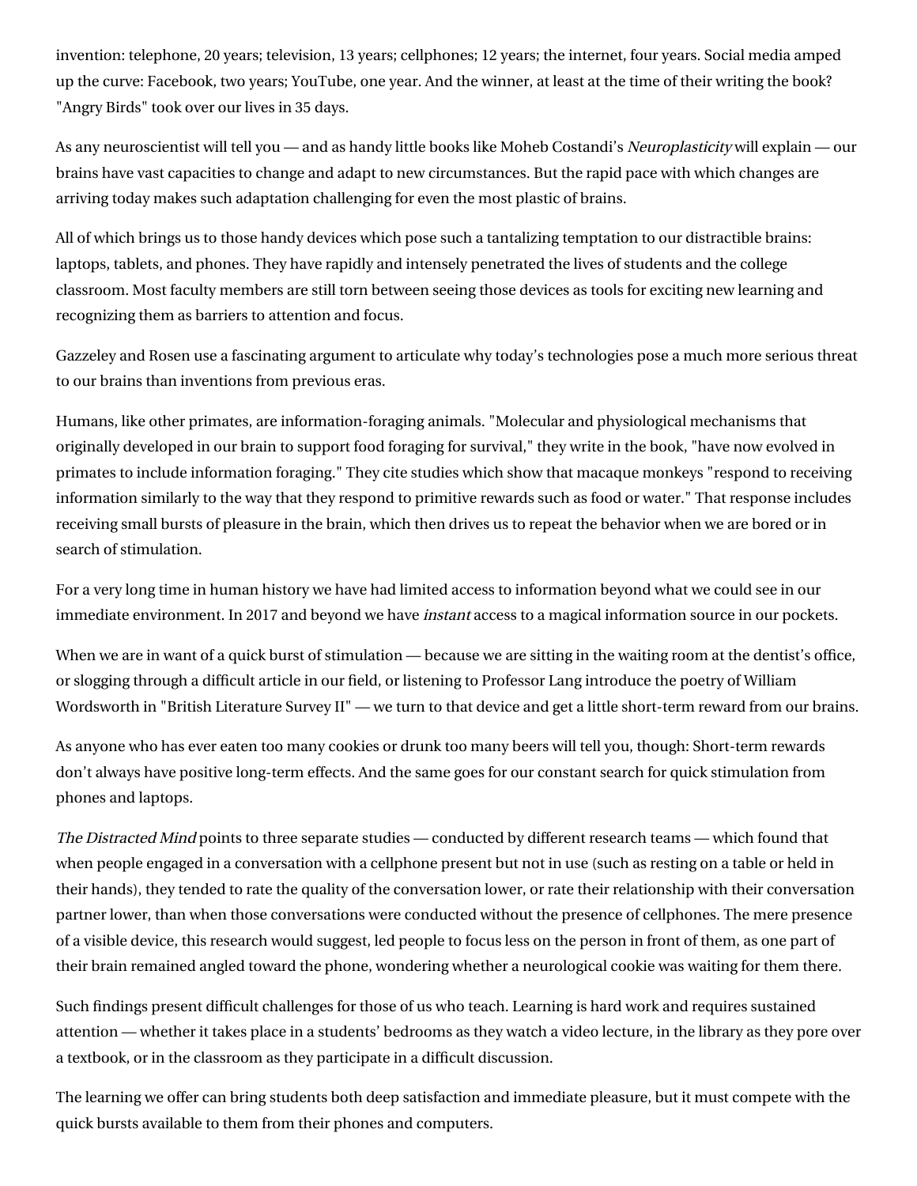invention: telephone, 20 years; television, 13 years; cellphones; 12 years; the internet, four years. Social media amped up the curve: Facebook, two years; YouTube, one year. And the winner, at least at the time of their writing the book? "Angry Birds" took over our lives in 35 days.

As any neuroscientist will tell you — and as handy little books like Moheb Costandi's *Neuroplasticity* will explain — our brains have vast capacities to change and adapt to new circumstances. But the rapid pace with which changes are arriving today makes such adaptation challenging for even the most plastic of brains.

All of which brings us to those handy devices which pose such a tantalizing temptation to our distractible brains: laptops, tablets, and phones. They have rapidly and intensely penetrated the lives of students and the college classroom. Most faculty members are still torn between seeing those devices as tools for exciting new learning and recognizing them as barriers to attention and focus.

Gazzeley and Rosen use a fascinating argument to articulate why today's technologies pose a much more serious threat to our brains than inventions from previous eras.

Humans, like other primates, are information-foraging animals. "Molecular and physiological mechanisms that originally developed in our brain to support food foraging for survival," they write in the book, "have now evolved in primates to include information foraging." They cite studies which show that macaque monkeys "respond to receiving information similarly to the way that they respond to primitive rewards such as food or water." That response includes receiving small bursts of pleasure in the brain, which then drives us to repeat the behavior when we are bored or in search of stimulation.

For a very long time in human history we have had limited access to information beyond what we could see in our immediate environment. In 2017 and beyond we have *instant* access to a magical information source in our pockets.

When we are in want of a quick burst of stimulation — because we are sitting in the waiting room at the dentist's office, or slogging through a difficult article in our field, or listening to Professor Lang introduce the poetry of William Wordsworth in "British Literature Survey II" — we turn to that device and get a little short-term reward from our brains.

As anyone who has ever eaten too many cookies or drunk too many beers will tell you, though: Short-term rewards don't always have positive long-term effects. And the same goes for our constant search for quick stimulation from phones and laptops.

*The Distracted Mind* points to three separate studies — conducted by different research teams — which found that when people engaged in a conversation with a cellphone present but not in use (such as resting on a table or held in their hands), they tended to rate the quality of the conversation lower, or rate their relationship with their conversation partner lower, than when those conversations were conducted without the presence of cellphones. The mere presence of a visible device, this research would suggest, led people to focus less on the person in front of them, as one part of their brain remained angled toward the phone, wondering whether a neurological cookie was waiting for them there.

Such findings present difficult challenges for those of us who teach. Learning is hard work and requires sustained attention — whether it takes place in a students' bedrooms as they watch a video lecture, in the library as they pore over a textbook, or in the classroom as they participate in a difficult discussion.

The learning we offer can bring students both deep satisfaction and immediate pleasure, but it must compete with the quick bursts available to them from their phones and computers.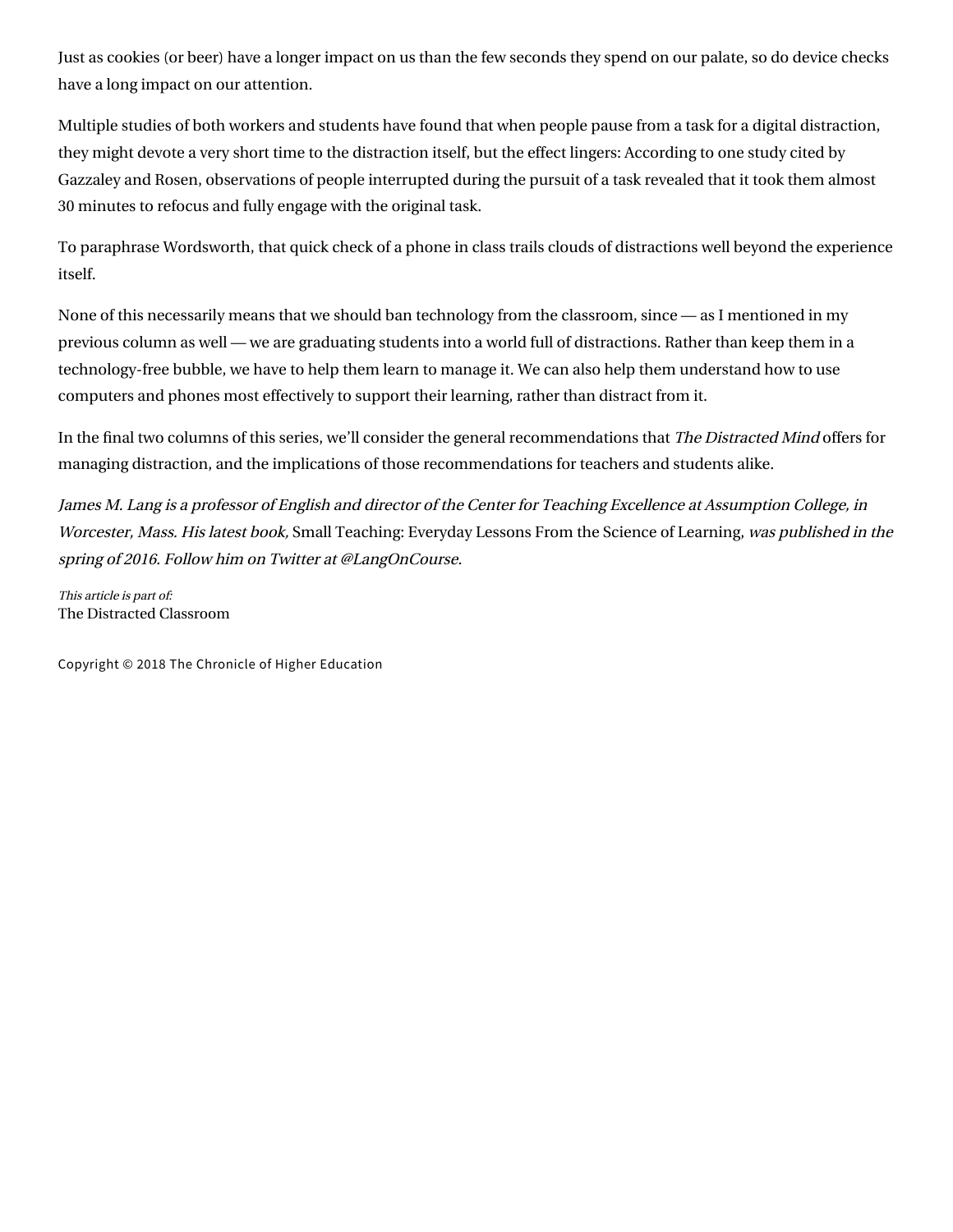Just as cookies (or beer) have a longer impact on us than the few seconds they spend on our palate, so do device checks have a long impact on our attention.

Multiple studies of both workers and students have found that when people pause from a task for a digital distraction, they might devote a very short time to the distraction itself, but the effect lingers: According to one study cited by Gazzaley and Rosen, observations of people interrupted during the pursuit of a task revealed that it took them almost 30 minutes to refocus and fully engage with the original task.

To paraphrase Wordsworth, that quick check of a phone in class trails clouds of distractions well beyond the experience itself.

None of this necessarily means that we should ban technology from the classroom, since — as I mentioned in my previous column as well — we are graduating students into a world full of distractions. Rather than keep them in a technology-free bubble, we have to help them learn to manage it. We can also help them understand how to use computers and phones most effectively to support their learning, rather than distract from it.

In the final two columns of this series, we'll consider the general recommendations that *The Distracted Mind* offers for managing distraction, and the implications of those recommendations for teachers and students alike.

*James M. Lang is a professor of English and director of the Center for Teaching Excellence at Assumption College, in Worcester, Mass. His latest book,* Small Teaching: Everyday Lessons From the Science of Learning, *was published in the spring of 2016. Follow him on Twitter at @LangOnCourse.*

*This article is part of:*
The Distracted Classroom

Copyright © 2018 The Chronicle of Higher Education